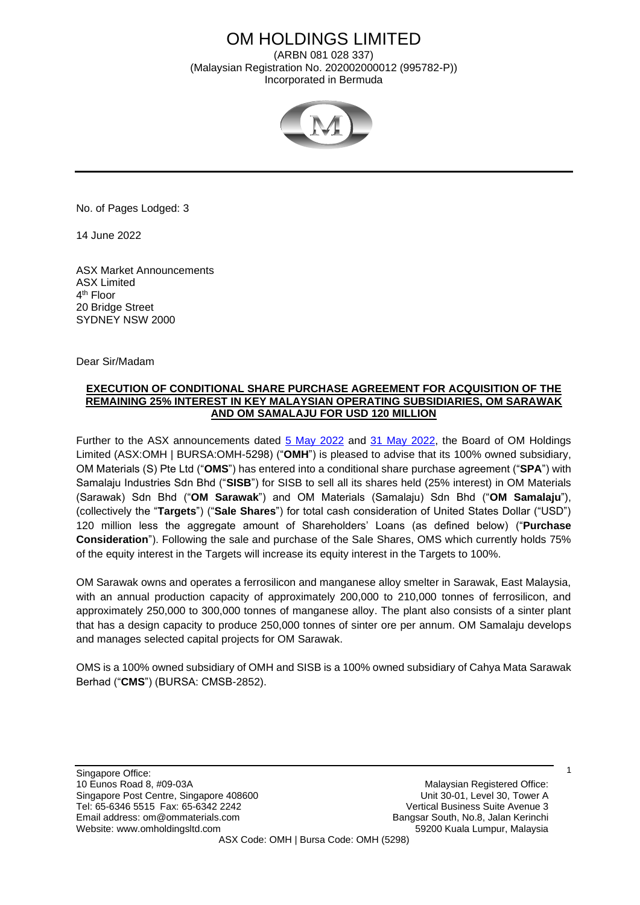# OM HOLDINGS LIMITED

(ARBN 081 028 337)
(Malaysian Registration No. 202002000012 (995782-P))
Incorporated in Bermuda

No. of Pages Lodged: 3

14 June 2022

ASX Market Announcements
ASX Limited
4th Floor
20 Bridge Street
SYDNEY NSW 2000

Dear Sir/Madam

**EXECUTION OF CONDITIONAL SHARE PURCHASE AGREEMENT FOR ACQUISITION OF THE REMAINING 25% INTEREST IN KEY MALAYSIAN OPERATING SUBSIDIARIES, OM SARAWAK AND OM SAMALAJU FOR USD 120 MILLION**

Further to the ASX announcements dated 5 May 2022 and 31 May 2022, the Board of OM Holdings Limited (ASX:OMH | BURSA:OMH-5298) ("**OMH**") is pleased to advise that its 100% owned subsidiary, OM Materials (S) Pte Ltd ("**OMS**") has entered into a conditional share purchase agreement ("**SPA**") with Samalaju Industries Sdn Bhd ("**SISB**") for SISB to sell all its shares held (25% interest) in OM Materials (Sarawak) Sdn Bhd ("**OM Sarawak**") and OM Materials (Samalaju) Sdn Bhd ("**OM Samalaju**"), (collectively the "**Targets**") ("**Sale Shares**") for total cash consideration of United States Dollar ("USD") 120 million less the aggregate amount of Shareholders' Loans (as defined below) ("**Purchase Consideration**"). Following the sale and purchase of the Sale Shares, OMS which currently holds 75% of the equity interest in the Targets will increase its equity interest in the Targets to 100%.

OM Sarawak owns and operates a ferrosilicon and manganese alloy smelter in Sarawak, East Malaysia, with an annual production capacity of approximately 200,000 to 210,000 tonnes of ferrosilicon, and approximately 250,000 to 300,000 tonnes of manganese alloy. The plant also consists of a sinter plant that has a design capacity to produce 250,000 tonnes of sinter ore per annum. OM Samalaju develops and manages selected capital projects for OM Sarawak.

OMS is a 100% owned subsidiary of OMH and SISB is a 100% owned subsidiary of Cahya Mata Sarawak Berhad ("**CMS**") (BURSA: CMSB-2852).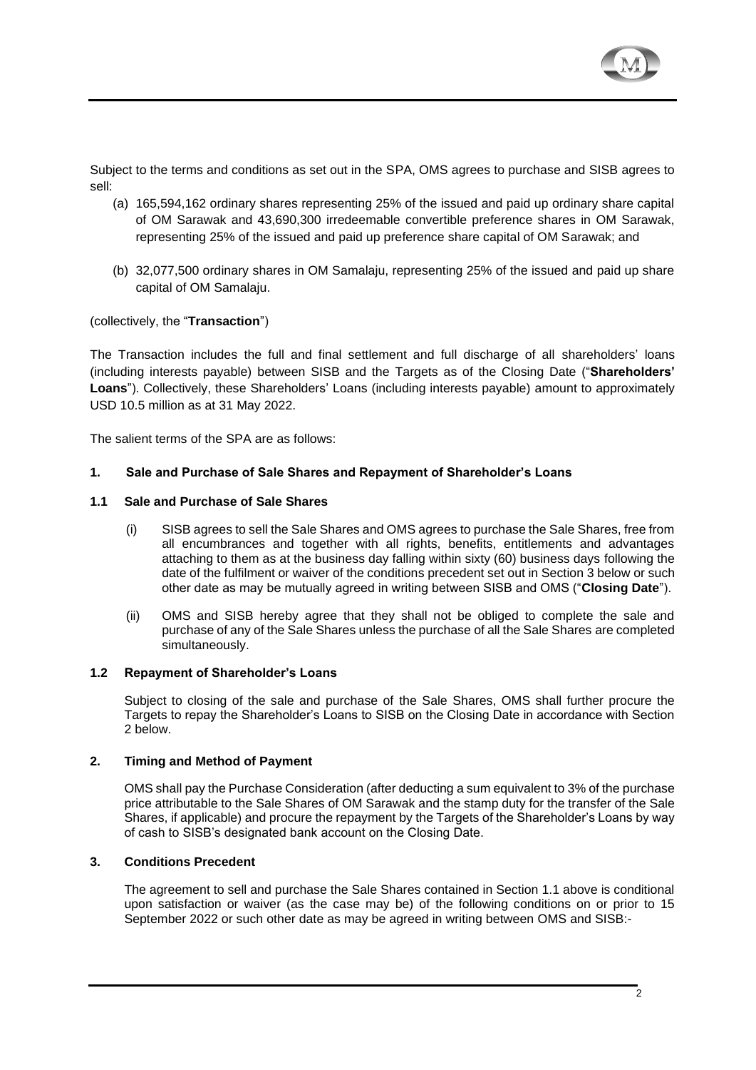Subject to the terms and conditions as set out in the SPA, OMS agrees to purchase and SISB agrees to sell:

(a) 165,594,162 ordinary shares representing 25% of the issued and paid up ordinary share capital of OM Sarawak and 43,690,300 irredeemable convertible preference shares in OM Sarawak, representing 25% of the issued and paid up preference share capital of OM Sarawak; and

(b) 32,077,500 ordinary shares in OM Samalaju, representing 25% of the issued and paid up share capital of OM Samalaju.

(collectively, the "**Transaction**")

The Transaction includes the full and final settlement and full discharge of all shareholders' loans (including interests payable) between SISB and the Targets as of the Closing Date ("**Shareholders' Loans**"). Collectively, these Shareholders' Loans (including interests payable) amount to approximately USD 10.5 million as at 31 May 2022.

The salient terms of the SPA are as follows:

### 1. Sale and Purchase of Sale Shares and Repayment of Shareholder's Loans

#### 1.1 Sale and Purchase of Sale Shares

(i) SISB agrees to sell the Sale Shares and OMS agrees to purchase the Sale Shares, free from all encumbrances and together with all rights, benefits, entitlements and advantages attaching to them as at the business day falling within sixty (60) business days following the date of the fulfilment or waiver of the conditions precedent set out in Section 3 below or such other date as may be mutually agreed in writing between SISB and OMS ("**Closing Date**").

(ii) OMS and SISB hereby agree that they shall not be obliged to complete the sale and purchase of any of the Sale Shares unless the purchase of all the Sale Shares are completed simultaneously.

#### 1.2 Repayment of Shareholder's Loans

Subject to closing of the sale and purchase of the Sale Shares, OMS shall further procure the Targets to repay the Shareholder's Loans to SISB on the Closing Date in accordance with Section 2 below.

### 2. Timing and Method of Payment

OMS shall pay the Purchase Consideration (after deducting a sum equivalent to 3% of the purchase price attributable to the Sale Shares of OM Sarawak and the stamp duty for the transfer of the Sale Shares, if applicable) and procure the repayment by the Targets of the Shareholder's Loans by way of cash to SISB's designated bank account on the Closing Date.

### 3. Conditions Precedent

The agreement to sell and purchase the Sale Shares contained in Section 1.1 above is conditional upon satisfaction or waiver (as the case may be) of the following conditions on or prior to 15 September 2022 or such other date as may be agreed in writing between OMS and SISB:-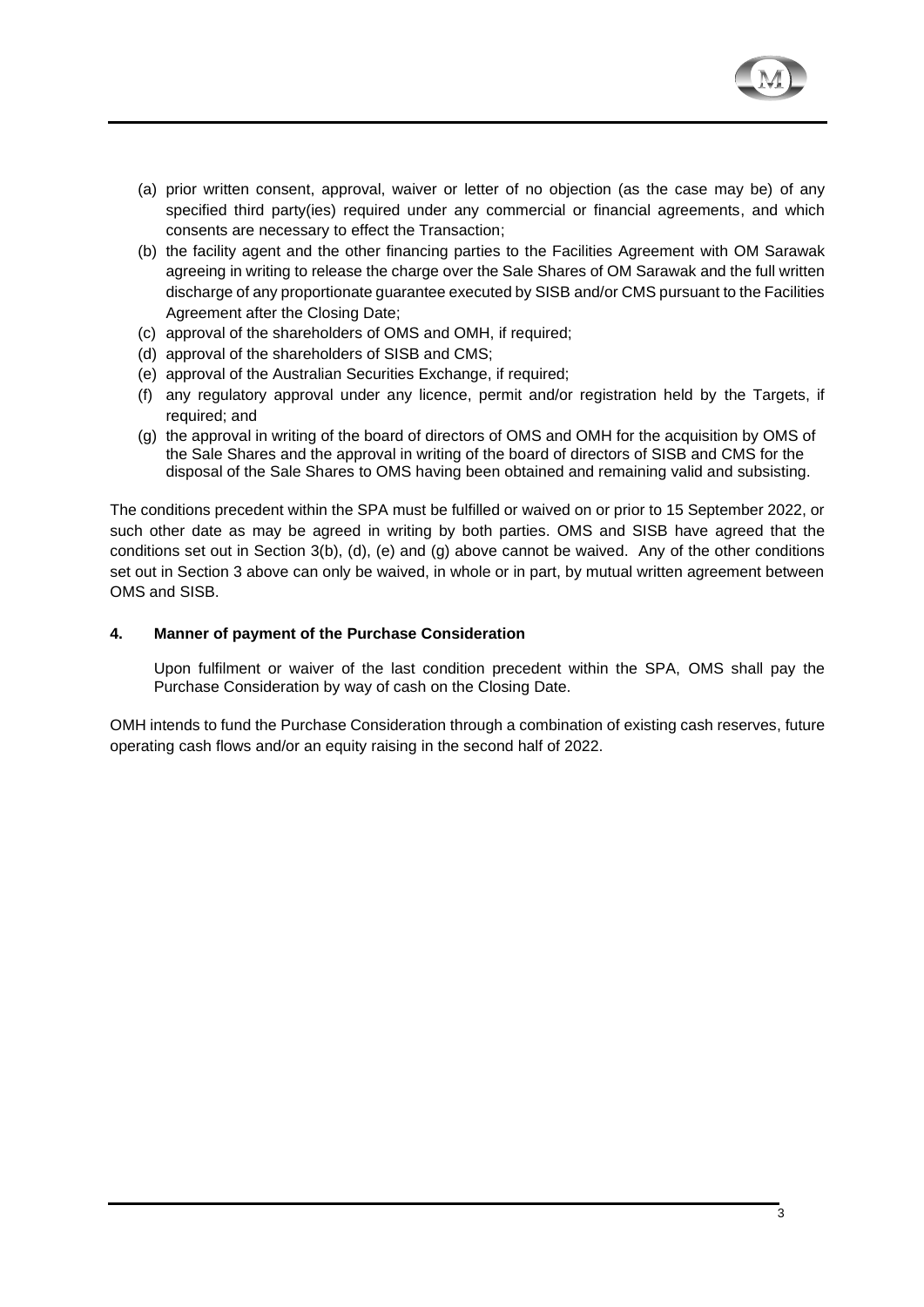(a) prior written consent, approval, waiver or letter of no objection (as the case may be) of any specified third party(ies) required under any commercial or financial agreements, and which consents are necessary to effect the Transaction;
(b) the facility agent and the other financing parties to the Facilities Agreement with OM Sarawak agreeing in writing to release the charge over the Sale Shares of OM Sarawak and the full written discharge of any proportionate guarantee executed by SISB and/or CMS pursuant to the Facilities Agreement after the Closing Date;
(c) approval of the shareholders of OMS and OMH, if required;
(d) approval of the shareholders of SISB and CMS;
(e) approval of the Australian Securities Exchange, if required;
(f) any regulatory approval under any licence, permit and/or registration held by the Targets, if required; and
(g) the approval in writing of the board of directors of OMS and OMH for the acquisition by OMS of the Sale Shares and the approval in writing of the board of directors of SISB and CMS for the disposal of the Sale Shares to OMS having been obtained and remaining valid and subsisting.

The conditions precedent within the SPA must be fulfilled or waived on or prior to 15 September 2022, or such other date as may be agreed in writing by both parties. OMS and SISB have agreed that the conditions set out in Section 3(b), (d), (e) and (g) above cannot be waived. Any of the other conditions set out in Section 3 above can only be waived, in whole or in part, by mutual written agreement between OMS and SISB.

## 4. Manner of payment of the Purchase Consideration

Upon fulfilment or waiver of the last condition precedent within the SPA, OMS shall pay the Purchase Consideration by way of cash on the Closing Date.

OMH intends to fund the Purchase Consideration through a combination of existing cash reserves, future operating cash flows and/or an equity raising in the second half of 2022.